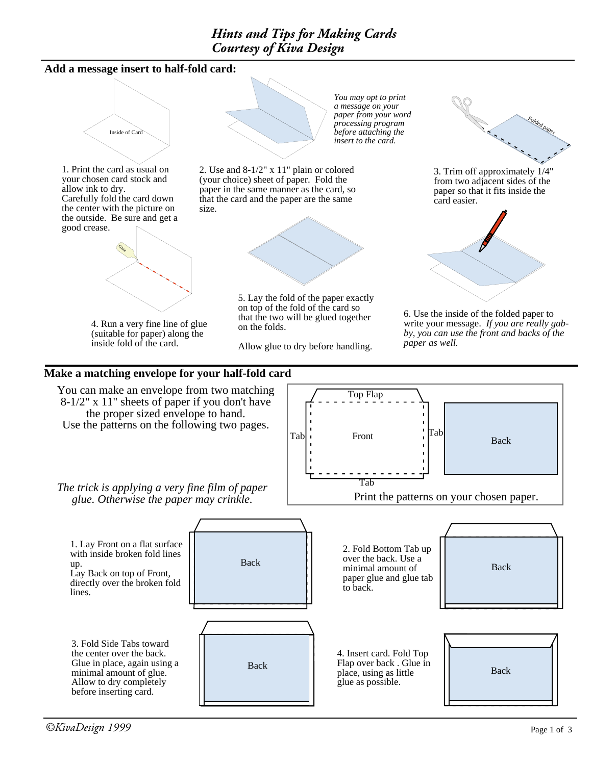# *Hints and Tips for Making Cards*
# *Courtesy of Kiva Design*

## Add a message insert to half-fold card:

Inside of Card

1. Print the card as usual on your chosen card stock and allow ink to dry.
Carefully fold the card down the center with the picture on the outside. Be sure and get a good crease.

2. Use and 8-1/2" x 11" plain or colored (your choice) sheet of paper. Fold the paper in the same manner as the card, so that the card and the paper are the same size.

*You may opt to print a message on your paper from your word processing program before attaching the insert to the card.*

Folded paper

3. Trim off approximately 1/4" from two adjacent sides of the paper so that it fits inside the card easier.

Glue

4. Run a very fine line of glue (suitable for paper) along the inside fold of the card.

5. Lay the fold of the paper exactly on top of the fold of the card so that the two will be glued together on the folds.

Allow glue to dry before handling.

6. Use the inside of the folded paper to write your message. *If you are really gab-by, you can use the front and backs of the paper as well.*

## Make a matching envelope for your half-fold card

You can make an envelope from two matching 8-1/2" x 11" sheets of paper if you don't have the proper sized envelope to hand.
Use the patterns on the following two pages.

*The trick is applying a very fine film of paper glue. Otherwise the paper may crinkle.*

Top Flap
Tab
Front
Tab
Back
Tab

Print the patterns on your chosen paper.

1. Lay Front on a flat surface with inside broken fold lines up.
Lay Back on top of Front, directly over the broken fold lines.

Back

2. Fold Bottom Tab up over the back. Use a minimal amount of paper glue and glue tab to back.

Back

3. Fold Side Tabs toward the center over the back. Glue in place, again using a minimal amount of glue. Allow to dry completely before inserting card.

Back

4. Insert card. Fold Top Flap over back . Glue in place, using as little glue as possible.

Back

*©KivaDesign 1999*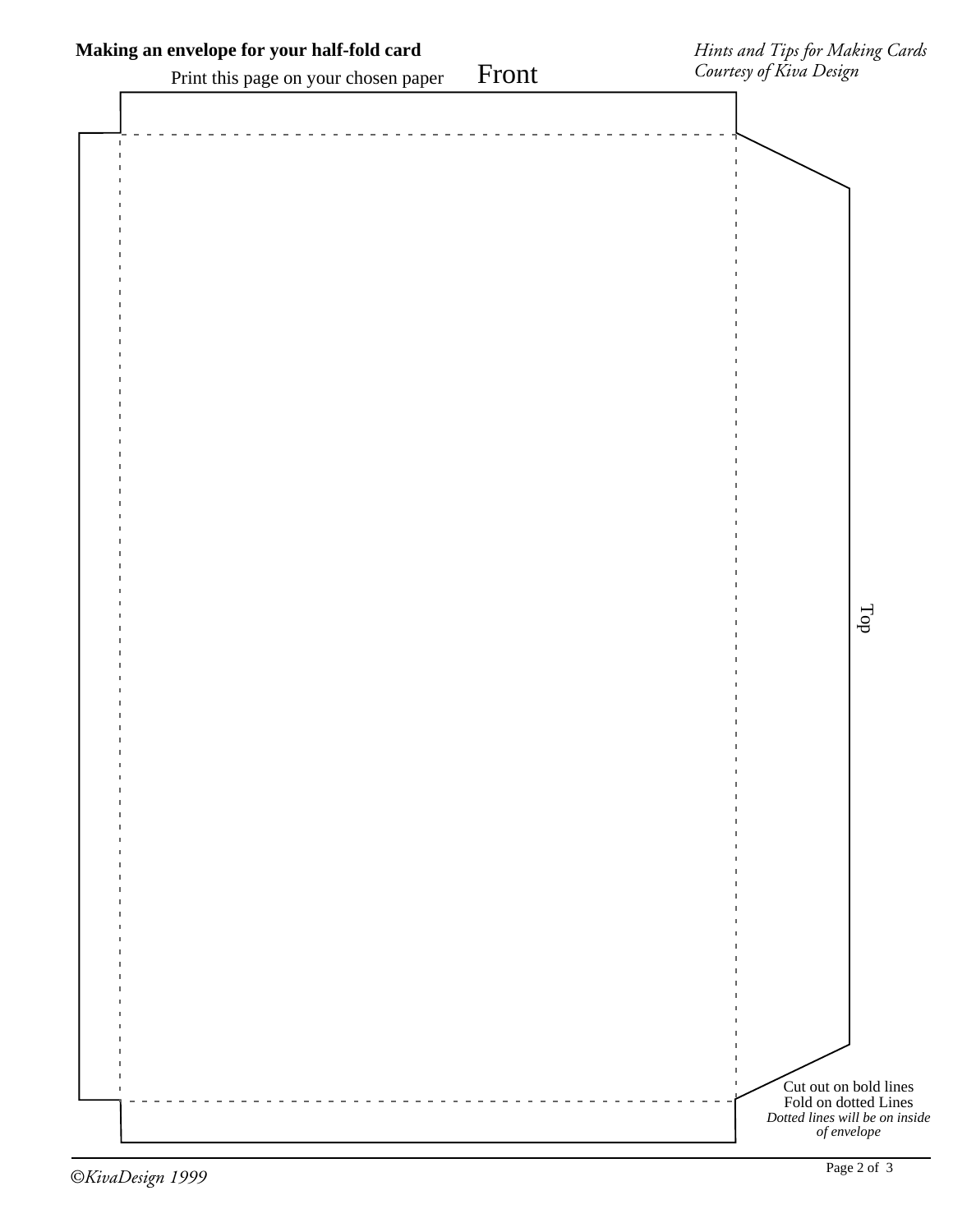**Making an envelope for your half-fold card**

Print this page on your chosen paper

Front

Top

Cut out on bold lines
Fold on dotted Lines
*Dotted lines will be on inside of envelope*

*©KivaDesign 1999*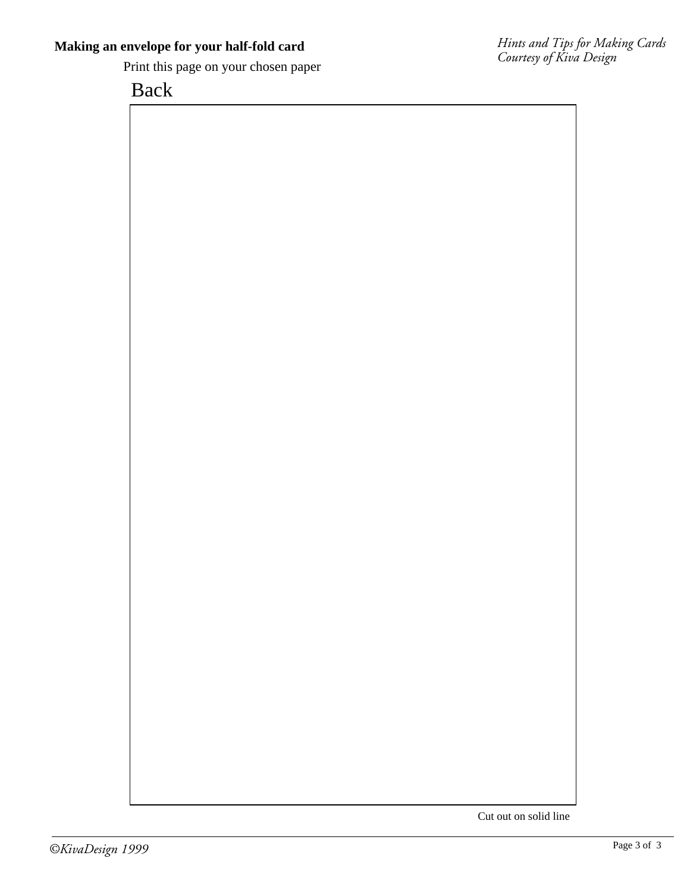**Making an envelope for your half-fold card**

Print this page on your chosen paper

Back

Cut out on solid line